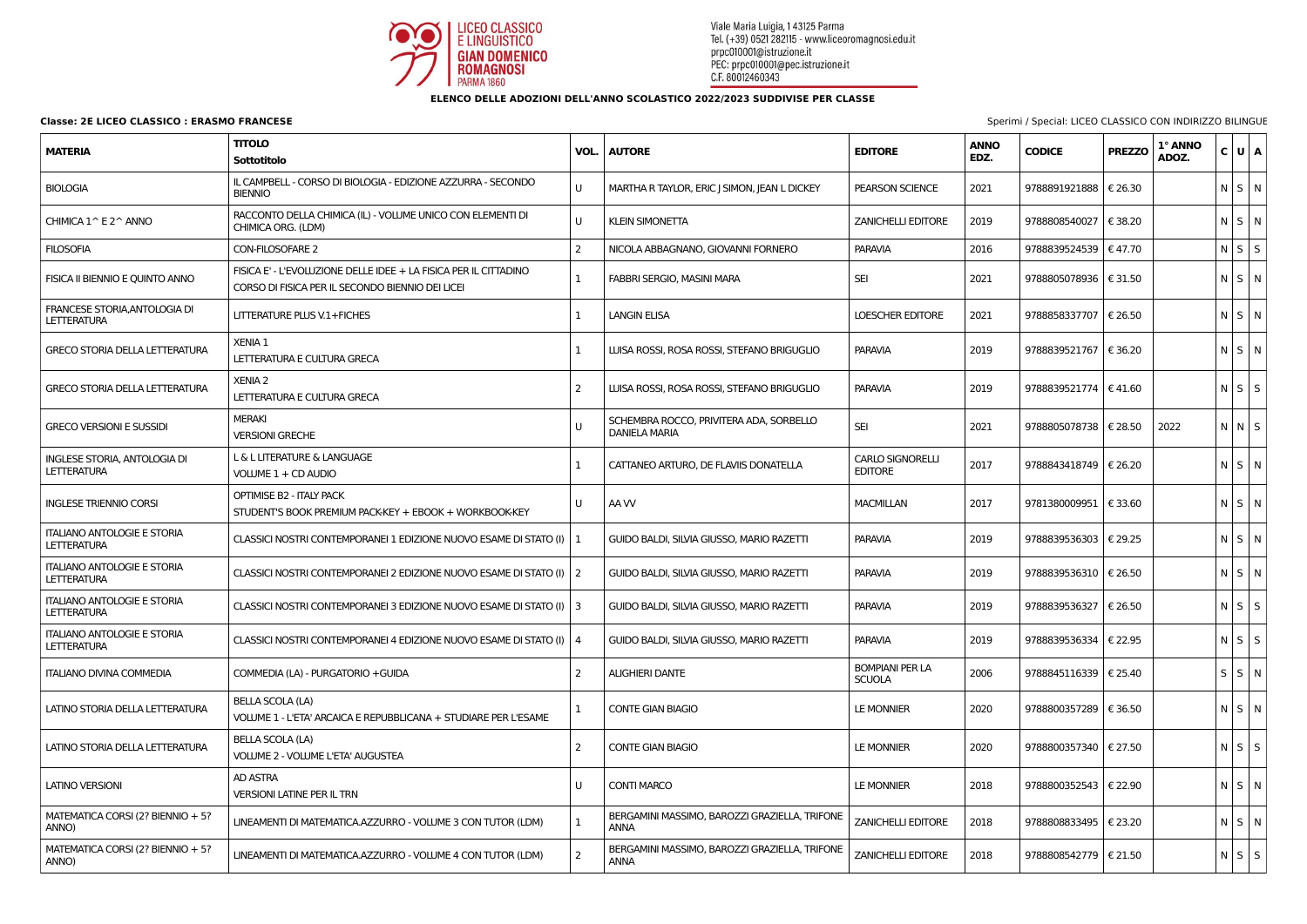LICEO CLASSICO E LINGUISTICO GIAN DOMENICO ROMAGNOSI PARMA 1860

Viale Maria Luigia, 1 43125 Parma
Tel. (+39) 0521 282115 - www.liceoromagnosi.edu.it
prpc010001@istruzione.it
PEC: prpc010001@pec.istruzione.it
C.F. 80012460343

**ELENCO DELLE ADOZIONI DELL'ANNO SCOLASTICO 2022/2023 SUDDIVISE PER CLASSE**

**Classe: 2E LICEO CLASSICO : ERASMO FRANCESE**

Sperimi / Special: LICEO CLASSICO CON INDIRIZZO BILINGUE

| MATERIA | TITOLO Sottotitolo | VOL. | AUTORE | EDITORE | ANNO EDZ. | CODICE | PREZZO | 1° ANNO ADOZ. | C | U | A |
|---|---|---|---|---|---|---|---|---|---|---|---|
| BIOLOGIA | IL CAMPBELL - CORSO DI BIOLOGIA - EDIZIONE AZZURRA - SECONDO BIENNIO | U | MARTHA R TAYLOR, ERIC J SIMON, JEAN L DICKEY | PEARSON SCIENCE | 2021 | 9788891921888 | € 26.30 | | N | S | N |
| CHIMICA 1^ E 2^ ANNO | RACCONTO DELLA CHIMICA (IL) - VOLUME UNICO CON ELEMENTI DI CHIMICA ORG. (LDM) | U | KLEIN SIMONETTA | ZANICHELLI EDITORE | 2019 | 9788808540027 | € 38.20 | | N | S | N |
| FILOSOFIA | CON-FILOSOFARE 2 | 2 | NICOLA ABBAGNANO, GIOVANNI FORNERO | PARAVIA | 2016 | 9788839524539 | € 47.70 | | N | S | S |
| FISICA II BIENNIO E QUINTO ANNO | FISICA E' - L'EVOLUZIONE DELLE IDEE + LA FISICA PER IL CITTADINO CORSO DI FISICA PER IL SECONDO BIENNIO DEI LICEI | 1 | FABBRI SERGIO, MASINI MARA | SEI | 2021 | 9788805078936 | € 31.50 | | N | S | N |
| FRANCESE STORIA,ANTOLOGIA DI LETTERATURA | LITTERATURE PLUS V.1+FICHES | 1 | LANGIN ELISA | LOESCHER EDITORE | 2021 | 9788858337707 | € 26.50 | | N | S | N |
| GRECO STORIA DELLA LETTERATURA | XENIA 1 LETTERATURA E CULTURA GRECA | 1 | LUISA ROSSI, ROSA ROSSI, STEFANO BRIGUGLIO | PARAVIA | 2019 | 9788839521767 | € 36.20 | | N | S | N |
| GRECO STORIA DELLA LETTERATURA | XENIA 2 LETTERATURA E CULTURA GRECA | 2 | LUISA ROSSI, ROSA ROSSI, STEFANO BRIGUGLIO | PARAVIA | 2019 | 9788839521774 | € 41.60 | | N | S | S |
| GRECO VERSIONI E SUSSIDI | MERAKI VERSIONI GRECHE | U | SCHEMBRA ROCCO, PRIVITERA ADA, SORBELLO DANIELA MARIA | SEI | 2021 | 9788805078738 | € 28.50 | 2022 | N | N | S |
| INGLESE STORIA, ANTOLOGIA DI LETTERATURA | L & L LITERATURE & LANGUAGE VOLUME 1 + CD AUDIO | 1 | CATTANEO ARTURO, DE FLAVIIS DONATELLA | CARLO SIGNORELLI EDITORE | 2017 | 9788843418749 | € 26.20 | | N | S | N |
| INGLESE TRIENNIO CORSI | OPTIMISE B2 - ITALY PACK STUDENT'S BOOK PREMIUM PACK-KEY + EBOOK + WORKBOOK-KEY | U | AA VV | MACMILLAN | 2017 | 9781380009951 | € 33.60 | | N | S | N |
| ITALIANO ANTOLOGIE E STORIA LETTERATURA | CLASSICI NOSTRI CONTEMPORANEI 1 EDIZIONE NUOVO ESAME DI STATO (I) | 1 | GUIDO BALDI, SILVIA GIUSSO, MARIO RAZETTI | PARAVIA | 2019 | 9788839536303 | € 29.25 | | N | S | N |
| ITALIANO ANTOLOGIE E STORIA LETTERATURA | CLASSICI NOSTRI CONTEMPORANEI 2 EDIZIONE NUOVO ESAME DI STATO (I) | 2 | GUIDO BALDI, SILVIA GIUSSO, MARIO RAZETTI | PARAVIA | 2019 | 9788839536310 | € 26.50 | | N | S | N |
| ITALIANO ANTOLOGIE E STORIA LETTERATURA | CLASSICI NOSTRI CONTEMPORANEI 3 EDIZIONE NUOVO ESAME DI STATO (I) | 3 | GUIDO BALDI, SILVIA GIUSSO, MARIO RAZETTI | PARAVIA | 2019 | 9788839536327 | € 26.50 | | N | S | S |
| ITALIANO ANTOLOGIE E STORIA LETTERATURA | CLASSICI NOSTRI CONTEMPORANEI 4 EDIZIONE NUOVO ESAME DI STATO (I) | 4 | GUIDO BALDI, SILVIA GIUSSO, MARIO RAZETTI | PARAVIA | 2019 | 9788839536334 | € 22.95 | | N | S | S |
| ITALIANO DIVINA COMMEDIA | COMMEDIA (LA) - PURGATORIO +GUIDA | 2 | ALIGHIERI DANTE | BOMPIANI PER LA SCUOLA | 2006 | 9788845116339 | € 25.40 | | S | S | N |
| LATINO STORIA DELLA LETTERATURA | BELLA SCOLA (LA) VOLUME 1 - L'ETA' ARCAICA E REPUBBLICANA + STUDIARE PER L'ESAME | 1 | CONTE GIAN BIAGIO | LE MONNIER | 2020 | 9788800357289 | € 36.50 | | N | S | N |
| LATINO STORIA DELLA LETTERATURA | BELLA SCOLA (LA) VOLUME 2 - VOLUME L'ETA' AUGUSTEA | 2 | CONTE GIAN BIAGIO | LE MONNIER | 2020 | 9788800357340 | € 27.50 | | N | S | S |
| LATINO VERSIONI | AD ASTRA VERSIONI LATINE PER IL TRN | U | CONTI MARCO | LE MONNIER | 2018 | 9788800352543 | € 22.90 | | N | S | N |
| MATEMATICA CORSI (2? BIENNIO + 5? ANNO) | LINEAMENTI DI MATEMATICA.AZZURRO - VOLUME 3 CON TUTOR (LDM) | 1 | BERGAMINI MASSIMO, BAROZZI GRAZIELLA, TRIFONE ANNA | ZANICHELLI EDITORE | 2018 | 9788808833495 | € 23.20 | | N | S | N |
| MATEMATICA CORSI (2? BIENNIO + 5? ANNO) | LINEAMENTI DI MATEMATICA.AZZURRO - VOLUME 4 CON TUTOR (LDM) | 2 | BERGAMINI MASSIMO, BAROZZI GRAZIELLA, TRIFONE ANNA | ZANICHELLI EDITORE | 2018 | 9788808542779 | € 21.50 | | N | S | S |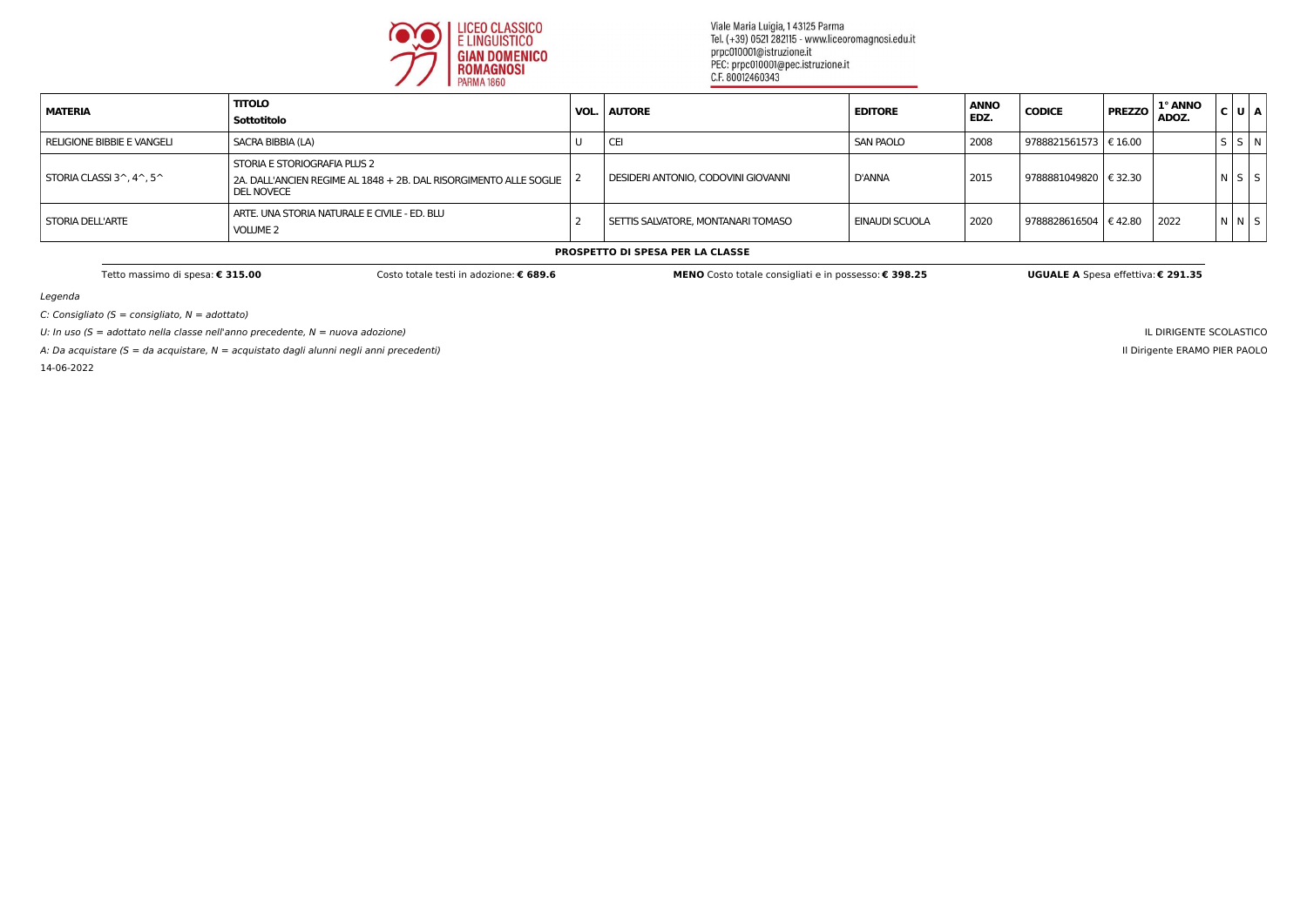Viale Maria Luigia, 1 43125 Parma
Tel. (+39) 0521 282115 - www.liceoromagnosi.edu.it
prpc010001@istruzione.it
PEC: prpc010001@pec.istruzione.it
C.F. 80012460343

| MATERIA | TITOLO<br>Sottotitolo | VOL. | AUTORE | EDITORE | ANNO EDZ. | CODICE | PREZZO | 1° ANNO ADOZ. | C | U | A |
|---|---|---|---|---|---|---|---|---|---|---|---|
| RELIGIONE BIBBIE E VANGELI | SACRA BIBBIA (LA) | U | CEI | SAN PAOLO | 2008 | 9788821561573 | € 16.00 | | S | S | N |
| STORIA CLASSI 3^, 4^, 5^ | STORIA E STORIOGRAFIA PLUS 2<br>2A. DALL'ANCIEN REGIME AL 1848 + 2B. DAL RISORGIMENTO ALLE SOGLIE DEL NOVECE | 2 | DESIDERI ANTONIO, CODOVINI GIOVANNI | D'ANNA | 2015 | 9788881049820 | € 32.30 | | N | S | S |
| STORIA DELL'ARTE | ARTE. UNA STORIA NATURALE E CIVILE - ED. BLU<br>VOLUME 2 | 2 | SETTIS SALVATORE, MONTANARI TOMASO | EINAUDI SCUOLA | 2020 | 9788828616504 | € 42.80 | 2022 | N | N | S |

**PROSPETTO DI SPESA PER LA CLASSE**

Tetto massimo di spesa: **€ 315.00** — Costo totale testi in adozione: **€ 689.6** — **MENO** Costo totale consigliati e in possesso: **€ 398.25** — **UGUALE A** Spesa effettiva: **€ 291.35**

*Legenda*

*C: Consigliato (S = consigliato, N = adottato)*

*U: In uso (S = adottato nella classe nell'anno precedente, N = nuova adozione)*

*A: Da acquistare (S = da acquistare, N = acquistato dagli alunni negli anni precedenti)*

14-06-2022

IL DIRIGENTE SCOLASTICO

Il Dirigente ERAMO PIER PAOLO